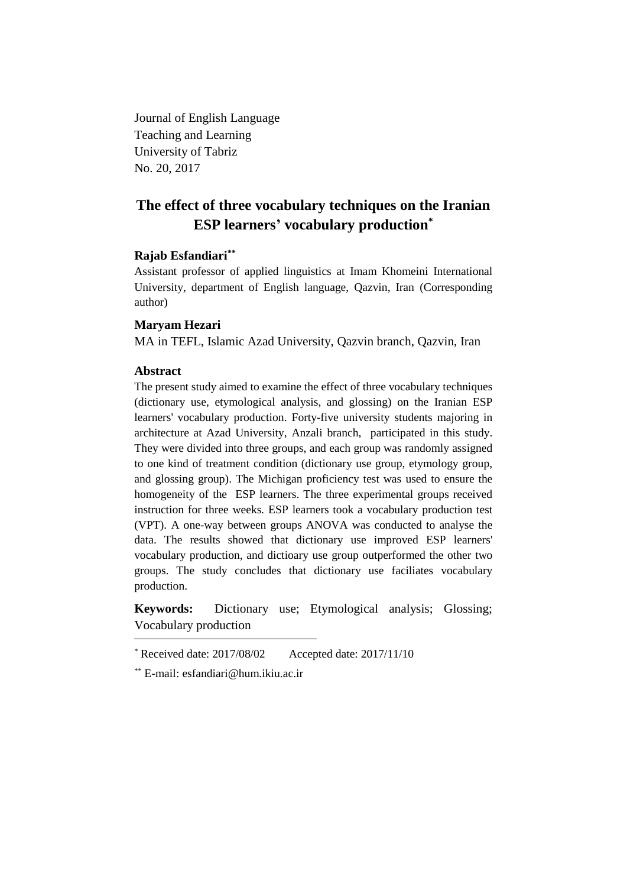Journal of English Language
Teaching and Learning
University of Tabriz
No. 20, 2017

# The effect of three vocabulary techniques on the Iranian ESP learners' vocabulary production[*]

**Rajab Esfandiari[**]**

Assistant professor of applied linguistics at Imam Khomeini International University, department of English language, Qazvin, Iran (Corresponding author)

**Maryam Hezari**

MA in TEFL, Islamic Azad University, Qazvin branch, Qazvin, Iran

## Abstract

The present study aimed to examine the effect of three vocabulary techniques (dictionary use, etymological analysis, and glossing) on the Iranian ESP learners' vocabulary production. Forty-five university students majoring in architecture at Azad University, Anzali branch, participated in this study. They were divided into three groups, and each group was randomly assigned to one kind of treatment condition (dictionary use group, etymology group, and glossing group). The Michigan proficiency test was used to ensure the homogeneity of the ESP learners. The three experimental groups received instruction for three weeks. ESP learners took a vocabulary production test (VPT). A one-way between groups ANOVA was conducted to analyse the data. The results showed that dictionary use improved ESP learners' vocabulary production, and dictioary use group outperformed the other two groups. The study concludes that dictionary use faciliates vocabulary production.

**Keywords:** Dictionary use; Etymological analysis; Glossing; Vocabulary production

---

[*] Received date: 2017/08/02 Accepted date: 2017/11/10

[**] E-mail: esfandiari@hum.ikiu.ac.ir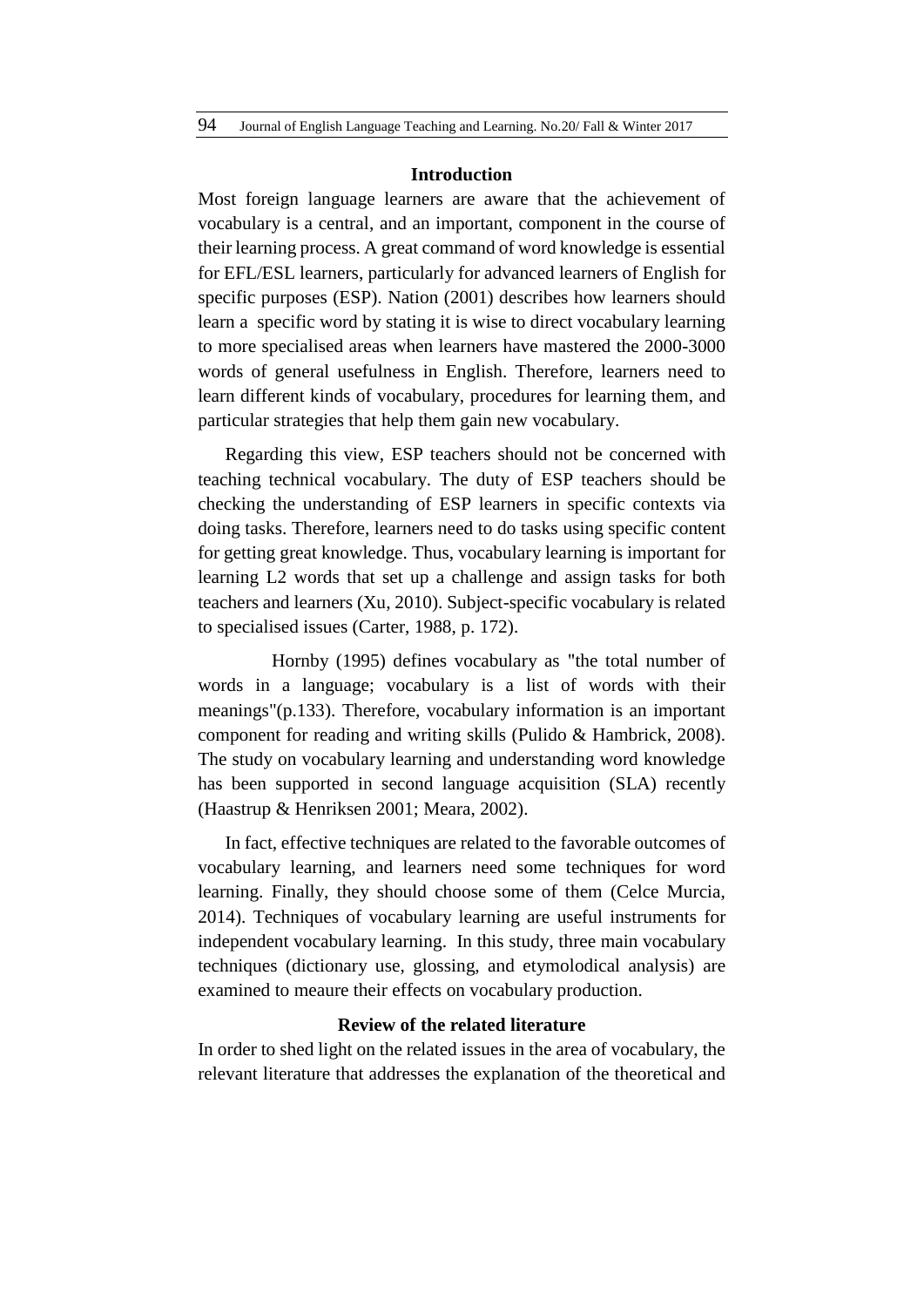## Introduction

Most foreign language learners are aware that the achievement of vocabulary is a central, and an important, component in the course of their learning process. A great command of word knowledge is essential for EFL/ESL learners, particularly for advanced learners of English for specific purposes (ESP). Nation (2001) describes how learners should learn a specific word by stating it is wise to direct vocabulary learning to more specialised areas when learners have mastered the 2000-3000 words of general usefulness in English. Therefore, learners need to learn different kinds of vocabulary, procedures for learning them, and particular strategies that help them gain new vocabulary.

Regarding this view, ESP teachers should not be concerned with teaching technical vocabulary. The duty of ESP teachers should be checking the understanding of ESP learners in specific contexts via doing tasks. Therefore, learners need to do tasks using specific content for getting great knowledge. Thus, vocabulary learning is important for learning L2 words that set up a challenge and assign tasks for both teachers and learners (Xu, 2010). Subject-specific vocabulary is related to specialised issues (Carter, 1988, p. 172).

Hornby (1995) defines vocabulary as "the total number of words in a language; vocabulary is a list of words with their meanings"(p.133). Therefore, vocabulary information is an important component for reading and writing skills (Pulido & Hambrick, 2008). The study on vocabulary learning and understanding word knowledge has been supported in second language acquisition (SLA) recently (Haastrup & Henriksen 2001; Meara, 2002).

In fact, effective techniques are related to the favorable outcomes of vocabulary learning, and learners need some techniques for word learning. Finally, they should choose some of them (Celce Murcia, 2014). Techniques of vocabulary learning are useful instruments for independent vocabulary learning. In this study, three main vocabulary techniques (dictionary use, glossing, and etymolodical analysis) are examined to meaure their effects on vocabulary production.

## Review of the related literature

In order to shed light on the related issues in the area of vocabulary, the relevant literature that addresses the explanation of the theoretical and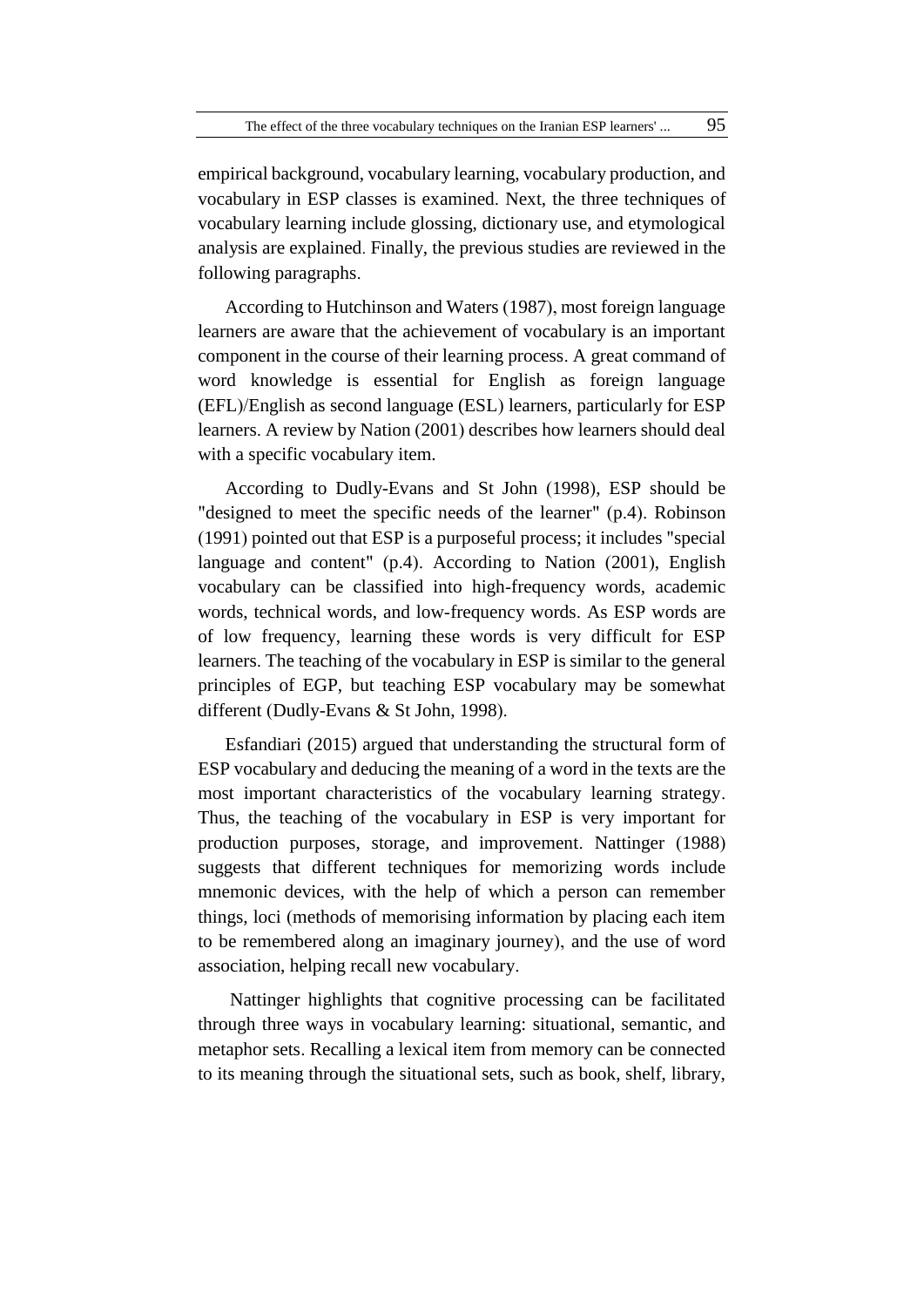empirical background, vocabulary learning, vocabulary production, and vocabulary in ESP classes is examined. Next, the three techniques of vocabulary learning include glossing, dictionary use, and etymological analysis are explained. Finally, the previous studies are reviewed in the following paragraphs.

According to Hutchinson and Waters (1987), most foreign language learners are aware that the achievement of vocabulary is an important component in the course of their learning process. A great command of word knowledge is essential for English as foreign language (EFL)/English as second language (ESL) learners, particularly for ESP learners. A review by Nation (2001) describes how learners should deal with a specific vocabulary item.

According to Dudly-Evans and St John (1998), ESP should be "designed to meet the specific needs of the learner" (p.4). Robinson (1991) pointed out that ESP is a purposeful process; it includes "special language and content" (p.4). According to Nation (2001), English vocabulary can be classified into high-frequency words, academic words, technical words, and low-frequency words. As ESP words are of low frequency, learning these words is very difficult for ESP learners. The teaching of the vocabulary in ESP is similar to the general principles of EGP, but teaching ESP vocabulary may be somewhat different (Dudly-Evans & St John, 1998).

Esfandiari (2015) argued that understanding the structural form of ESP vocabulary and deducing the meaning of a word in the texts are the most important characteristics of the vocabulary learning strategy. Thus, the teaching of the vocabulary in ESP is very important for production purposes, storage, and improvement. Nattinger (1988) suggests that different techniques for memorizing words include mnemonic devices, with the help of which a person can remember things, loci (methods of memorising information by placing each item to be remembered along an imaginary journey), and the use of word association, helping recall new vocabulary.

Nattinger highlights that cognitive processing can be facilitated through three ways in vocabulary learning: situational, semantic, and metaphor sets. Recalling a lexical item from memory can be connected to its meaning through the situational sets, such as book, shelf, library,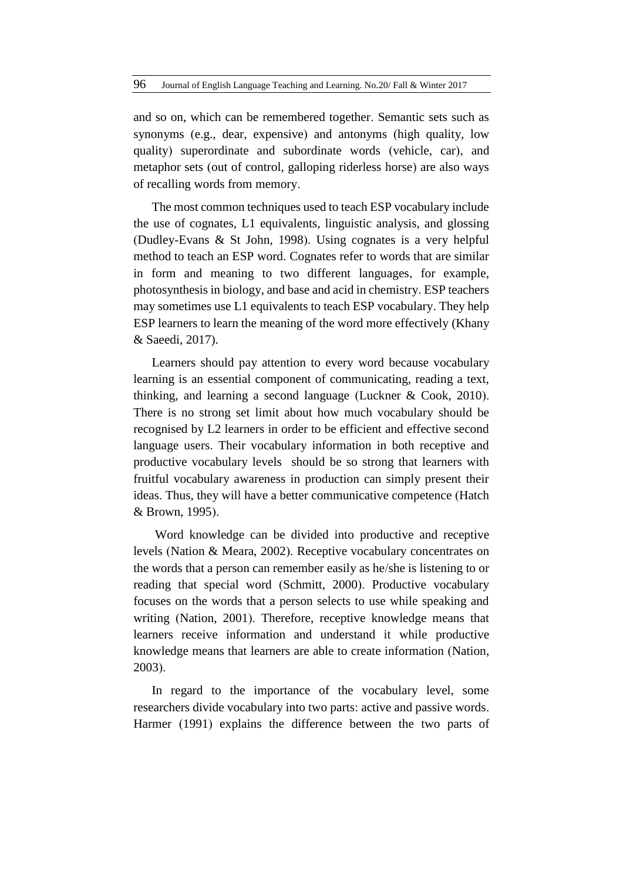and so on, which can be remembered together. Semantic sets such as synonyms (e.g., dear, expensive) and antonyms (high quality, low quality) superordinate and subordinate words (vehicle, car), and metaphor sets (out of control, galloping riderless horse) are also ways of recalling words from memory.

The most common techniques used to teach ESP vocabulary include the use of cognates, L1 equivalents, linguistic analysis, and glossing (Dudley-Evans & St John, 1998). Using cognates is a very helpful method to teach an ESP word. Cognates refer to words that are similar in form and meaning to two different languages, for example, photosynthesis in biology, and base and acid in chemistry. ESP teachers may sometimes use L1 equivalents to teach ESP vocabulary. They help ESP learners to learn the meaning of the word more effectively (Khany & Saeedi, 2017).

Learners should pay attention to every word because vocabulary learning is an essential component of communicating, reading a text, thinking, and learning a second language (Luckner & Cook, 2010). There is no strong set limit about how much vocabulary should be recognised by L2 learners in order to be efficient and effective second language users. Their vocabulary information in both receptive and productive vocabulary levels should be so strong that learners with fruitful vocabulary awareness in production can simply present their ideas. Thus, they will have a better communicative competence (Hatch & Brown, 1995).

Word knowledge can be divided into productive and receptive levels (Nation & Meara, 2002). Receptive vocabulary concentrates on the words that a person can remember easily as he/she is listening to or reading that special word (Schmitt, 2000). Productive vocabulary focuses on the words that a person selects to use while speaking and writing (Nation, 2001). Therefore, receptive knowledge means that learners receive information and understand it while productive knowledge means that learners are able to create information (Nation, 2003).

In regard to the importance of the vocabulary level, some researchers divide vocabulary into two parts: active and passive words. Harmer (1991) explains the difference between the two parts of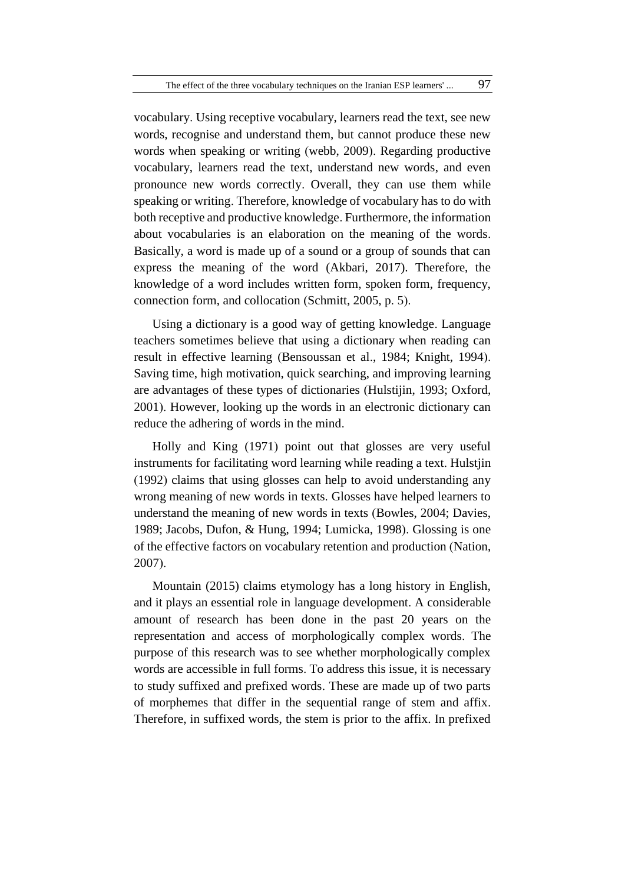vocabulary. Using receptive vocabulary, learners read the text, see new words, recognise and understand them, but cannot produce these new words when speaking or writing (webb, 2009). Regarding productive vocabulary, learners read the text, understand new words, and even pronounce new words correctly. Overall, they can use them while speaking or writing. Therefore, knowledge of vocabulary has to do with both receptive and productive knowledge. Furthermore, the information about vocabularies is an elaboration on the meaning of the words. Basically, a word is made up of a sound or a group of sounds that can express the meaning of the word (Akbari, 2017). Therefore, the knowledge of a word includes written form, spoken form, frequency, connection form, and collocation (Schmitt, 2005, p. 5).

Using a dictionary is a good way of getting knowledge. Language teachers sometimes believe that using a dictionary when reading can result in effective learning (Bensoussan et al., 1984; Knight, 1994). Saving time, high motivation, quick searching, and improving learning are advantages of these types of dictionaries (Hulstijin, 1993; Oxford, 2001). However, looking up the words in an electronic dictionary can reduce the adhering of words in the mind.

Holly and King (1971) point out that glosses are very useful instruments for facilitating word learning while reading a text. Hulstjin (1992) claims that using glosses can help to avoid understanding any wrong meaning of new words in texts. Glosses have helped learners to understand the meaning of new words in texts (Bowles, 2004; Davies, 1989; Jacobs, Dufon, & Hung, 1994; Lumicka, 1998). Glossing is one of the effective factors on vocabulary retention and production (Nation, 2007).

Mountain (2015) claims etymology has a long history in English, and it plays an essential role in language development. A considerable amount of research has been done in the past 20 years on the representation and access of morphologically complex words. The purpose of this research was to see whether morphologically complex words are accessible in full forms. To address this issue, it is necessary to study suffixed and prefixed words. These are made up of two parts of morphemes that differ in the sequential range of stem and affix. Therefore, in suffixed words, the stem is prior to the affix. In prefixed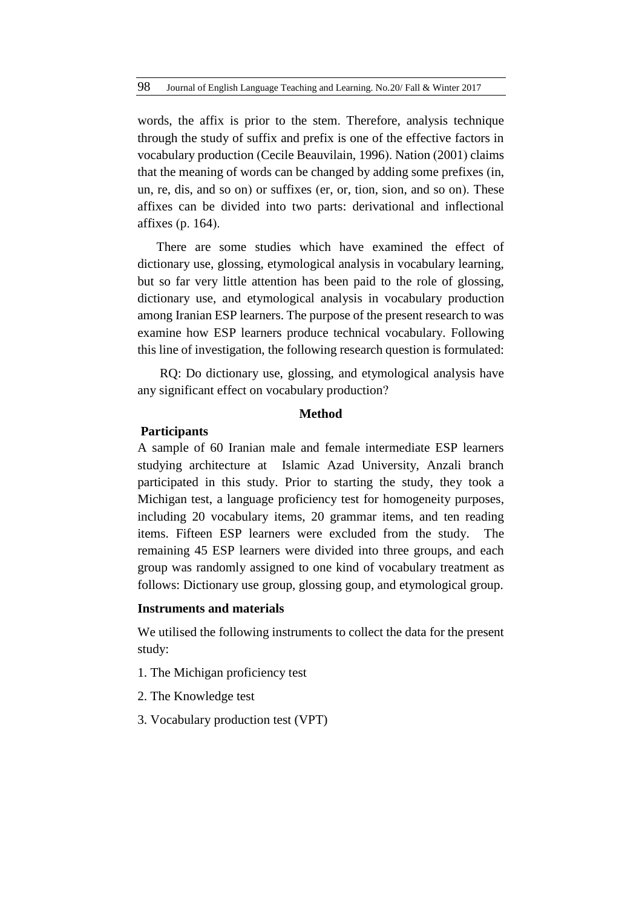words, the affix is prior to the stem. Therefore, analysis technique through the study of suffix and prefix is one of the effective factors in vocabulary production (Cecile Beauvilain, 1996). Nation (2001) claims that the meaning of words can be changed by adding some prefixes (in, un, re, dis, and so on) or suffixes (er, or, tion, sion, and so on). These affixes can be divided into two parts: derivational and inflectional affixes (p. 164).

There are some studies which have examined the effect of dictionary use, glossing, etymological analysis in vocabulary learning, but so far very little attention has been paid to the role of glossing, dictionary use, and etymological analysis in vocabulary production among Iranian ESP learners. The purpose of the present research to was examine how ESP learners produce technical vocabulary. Following this line of investigation, the following research question is formulated:

RQ: Do dictionary use, glossing, and etymological analysis have any significant effect on vocabulary production?

## Method

### Participants

A sample of 60 Iranian male and female intermediate ESP learners studying architecture at Islamic Azad University, Anzali branch participated in this study. Prior to starting the study, they took a Michigan test, a language proficiency test for homogeneity purposes, including 20 vocabulary items, 20 grammar items, and ten reading items. Fifteen ESP learners were excluded from the study. The remaining 45 ESP learners were divided into three groups, and each group was randomly assigned to one kind of vocabulary treatment as follows: Dictionary use group, glossing goup, and etymological group.

### Instruments and materials

We utilised the following instruments to collect the data for the present study:

1. The Michigan proficiency test
2. The Knowledge test
3. Vocabulary production test (VPT)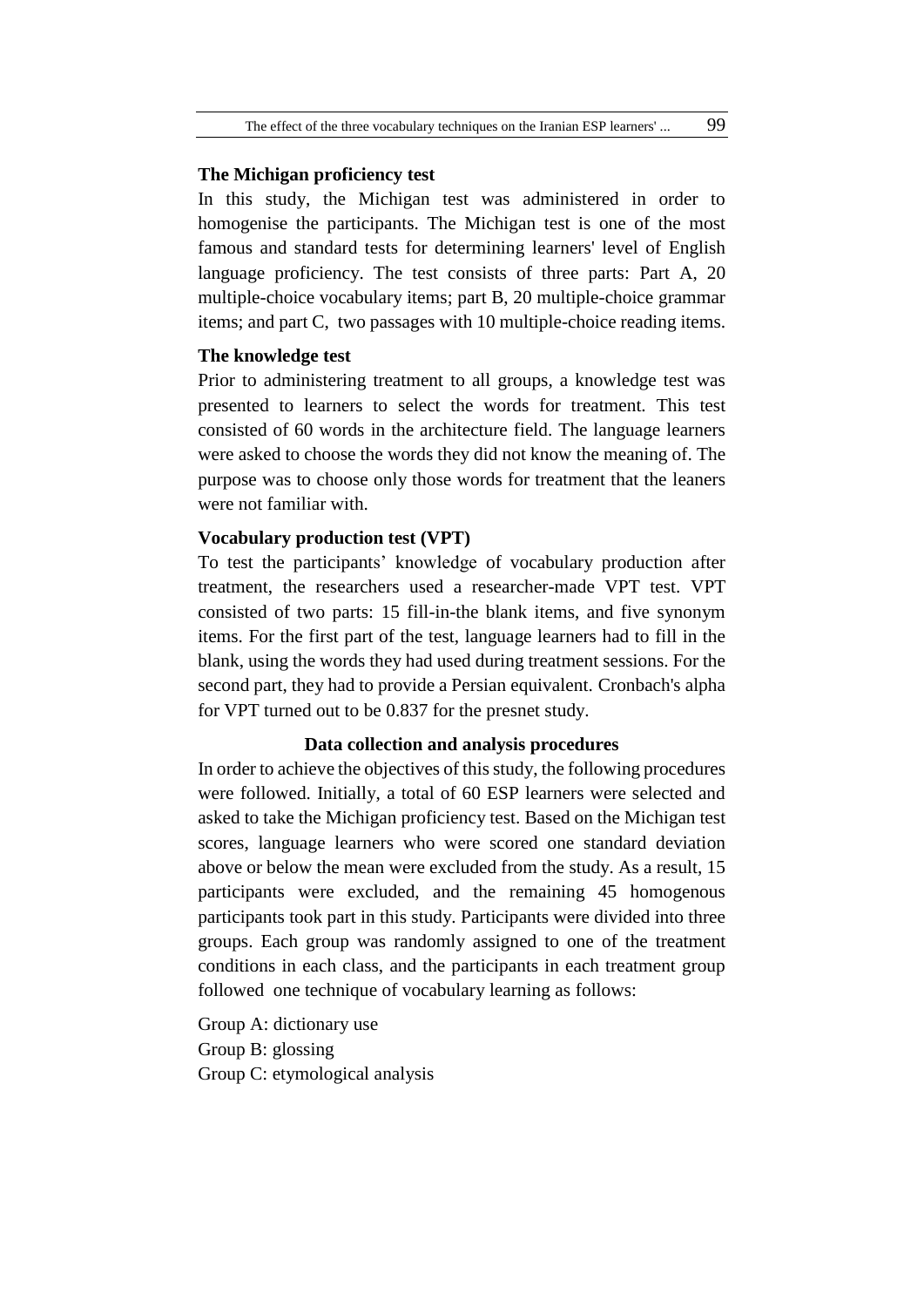### The Michigan proficiency test

In this study, the Michigan test was administered in order to homogenise the participants. The Michigan test is one of the most famous and standard tests for determining learners' level of English language proficiency. The test consists of three parts: Part A, 20 multiple-choice vocabulary items; part B, 20 multiple-choice grammar items; and part C, two passages with 10 multiple-choice reading items.

### The knowledge test

Prior to administering treatment to all groups, a knowledge test was presented to learners to select the words for treatment. This test consisted of 60 words in the architecture field. The language learners were asked to choose the words they did not know the meaning of. The purpose was to choose only those words for treatment that the leaners were not familiar with.

### Vocabulary production test (VPT)

To test the participants' knowledge of vocabulary production after treatment, the researchers used a researcher-made VPT test. VPT consisted of two parts: 15 fill-in-the blank items, and five synonym items. For the first part of the test, language learners had to fill in the blank, using the words they had used during treatment sessions. For the second part, they had to provide a Persian equivalent. Cronbach's alpha for VPT turned out to be 0.837 for the presnet study.

## Data collection and analysis procedures

In order to achieve the objectives of this study, the following procedures were followed. Initially, a total of 60 ESP learners were selected and asked to take the Michigan proficiency test. Based on the Michigan test scores, language learners who were scored one standard deviation above or below the mean were excluded from the study. As a result, 15 participants were excluded, and the remaining 45 homogenous participants took part in this study. Participants were divided into three groups. Each group was randomly assigned to one of the treatment conditions in each class, and the participants in each treatment group followed one technique of vocabulary learning as follows:

Group A: dictionary use
Group B: glossing
Group C: etymological analysis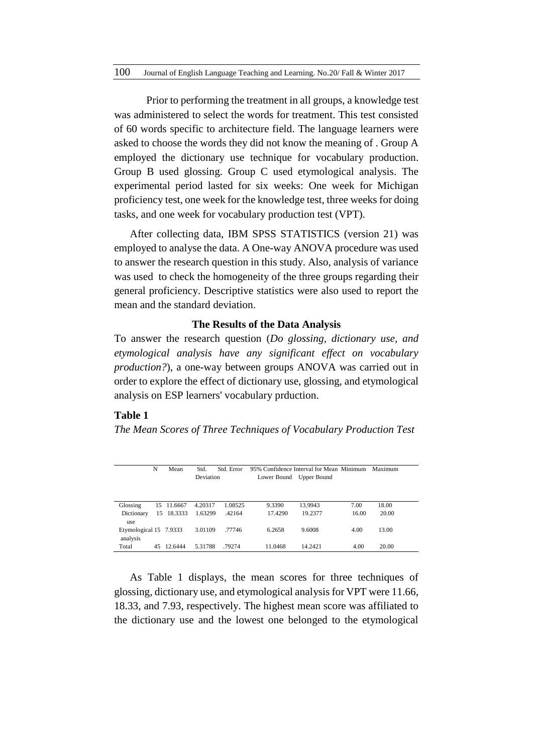Prior to performing the treatment in all groups, a knowledge test was administered to select the words for treatment. This test consisted of 60 words specific to architecture field. The language learners were asked to choose the words they did not know the meaning of . Group A employed the dictionary use technique for vocabulary production. Group B used glossing. Group C used etymological analysis. The experimental period lasted for six weeks: One week for Michigan proficiency test, one week for the knowledge test, three weeks for doing tasks, and one week for vocabulary production test (VPT).

After collecting data, IBM SPSS STATISTICS (version 21) was employed to analyse the data. A One-way ANOVA procedure was used to answer the research question in this study. Also, analysis of variance was used to check the homogeneity of the three groups regarding their general proficiency. Descriptive statistics were also used to report the mean and the standard deviation.

## The Results of the Data Analysis

To answer the research question (*Do glossing, dictionary use, and etymological analysis have any significant effect on vocabulary production?*), a one-way between groups ANOVA was carried out in order to explore the effect of dictionary use, glossing, and etymological analysis on ESP learners' vocabulary prduction.

**Table 1**

*The Mean Scores of Three Techniques of Vocabulary Production Test*

| | N | Mean | Std. Deviation | Std. Error | 95% Confidence Interval for Mean | | Minimum | Maximum |
|---|---|---|---|---|---|---|---|---|
| | | | | | Lower Bound | Upper Bound | | |
| Glossing | 15 | 11.6667 | 4.20317 | 1.08525 | 9.3390 | 13.9943 | 7.00 | 18.00 |
| Dictionary use | 15 | 18.3333 | 1.63299 | .42164 | 17.4290 | 19.2377 | 16.00 | 20.00 |
| Etymological analysis | 15 | 7.9333 | 3.01109 | .77746 | 6.2658 | 9.6008 | 4.00 | 13.00 |
| Total | 45 | 12.6444 | 5.31788 | .79274 | 11.0468 | 14.2421 | 4.00 | 20.00 |

As Table 1 displays, the mean scores for three techniques of glossing, dictionary use, and etymological analysis for VPT were 11.66, 18.33, and 7.93, respectively. The highest mean score was affiliated to the dictionary use and the lowest one belonged to the etymological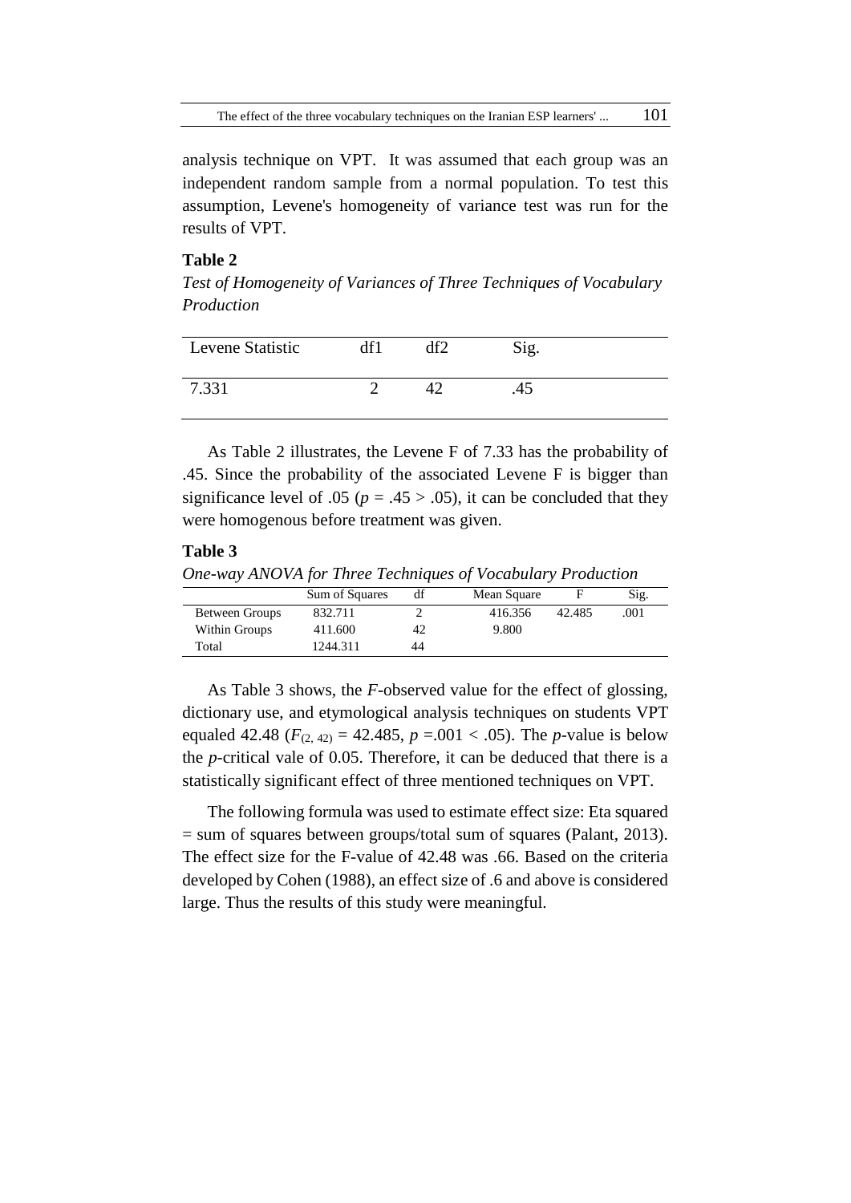analysis technique on VPT. It was assumed that each group was an independent random sample from a normal population. To test this assumption, Levene's homogeneity of variance test was run for the results of VPT.

**Table 2**

*Test of Homogeneity of Variances of Three Techniques of Vocabulary Production*

| Levene Statistic | df1 | df2 | Sig. |
|---|---|---|---|
| 7.331 | 2 | 42 | .45 |

As Table 2 illustrates, the Levene F of 7.33 has the probability of .45. Since the probability of the associated Levene F is bigger than significance level of .05 ($p = .45 > .05$), it can be concluded that they were homogenous before treatment was given.

**Table 3**

*One-way ANOVA for Three Techniques of Vocabulary Production*

| | Sum of Squares | df | Mean Square | F | Sig. |
|---|---|---|---|---|---|
| Between Groups | 832.711 | 2 | 416.356 | 42.485 | .001 |
| Within Groups | 411.600 | 42 | 9.800 | | |
| Total | 1244.311 | 44 | | | |

As Table 3 shows, the *F*-observed value for the effect of glossing, dictionary use, and etymological analysis techniques on students VPT equaled 42.48 ($F_{(2, 42)} = 42.485$, $p = .001 < .05$). The *p*-value is below the *p*-critical vale of 0.05. Therefore, it can be deduced that there is a statistically significant effect of three mentioned techniques on VPT.

The following formula was used to estimate effect size: Eta squared = sum of squares between groups/total sum of squares (Palant, 2013). The effect size for the F-value of 42.48 was .66. Based on the criteria developed by Cohen (1988), an effect size of .6 and above is considered large. Thus the results of this study were meaningful.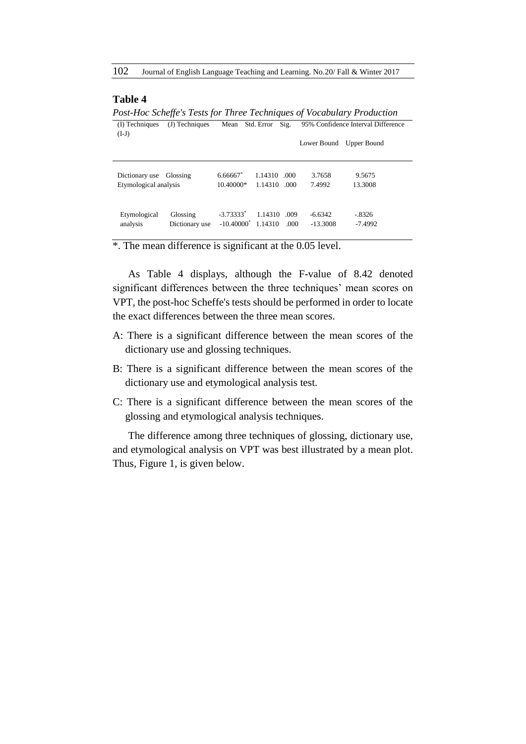**Table 4**

*Post-Hoc Scheffe's Tests for Three Techniques of Vocabulary Production*

| (I) Techniques | (J) Techniques | Mean (I-J) | Std. Error | Sig. | 95% Confidence Interval Difference | |
|---|---|---|---|---|---|---|
| | | | | | Lower Bound | Upper Bound |
| Dictionary use | Glossing | 6.66667* | 1.14310 | .000 | 3.7658 | 9.5675 |
| | Etymological analysis | 10.40000* | 1.14310 | .000 | 7.4992 | 13.3008 |
| Etymological analysis | Glossing | -3.73333* | 1.14310 | .009 | -6.6342 | -.8326 |
| | Dictionary use | -10.40000* | 1.14310 | .000 | -13.3008 | -7.4992 |

*. The mean difference is significant at the 0.05 level.

As Table 4 displays, although the F-value of 8.42 denoted significant differences between the three techniques' mean scores on VPT, the post-hoc Scheffe's tests should be performed in order to locate the exact differences between the three mean scores.

A: There is a significant difference between the mean scores of the dictionary use and glossing techniques.

B: There is a significant difference between the mean scores of the dictionary use and etymological analysis test.

C: There is a significant difference between the mean scores of the glossing and etymological analysis techniques.

The difference among three techniques of glossing, dictionary use, and etymological analysis on VPT was best illustrated by a mean plot. Thus, Figure 1, is given below.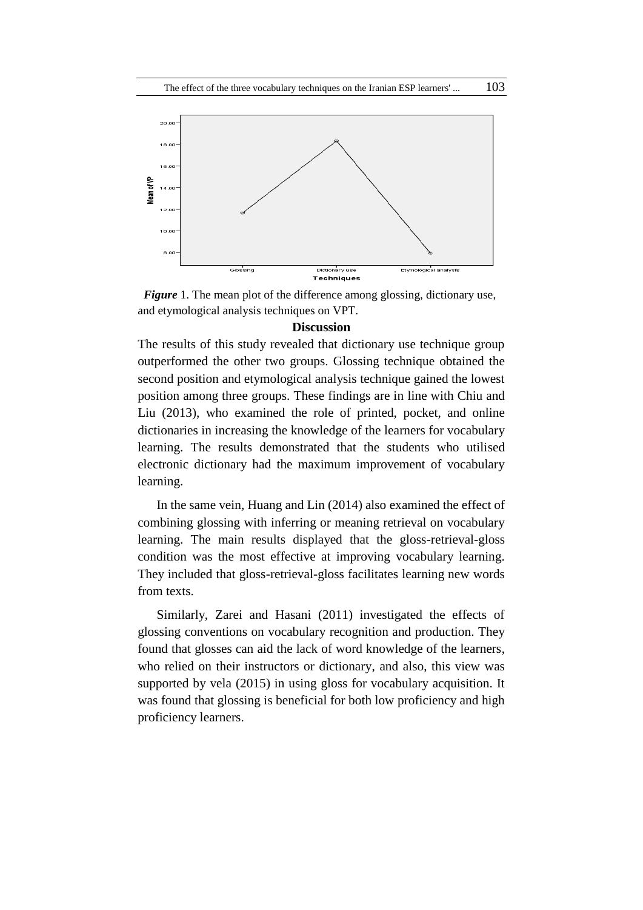*Figure* 1. The mean plot of the difference among glossing, dictionary use, and etymological analysis techniques on VPT.

## Discussion

The results of this study revealed that dictionary use technique group outperformed the other two groups. Glossing technique obtained the second position and etymological analysis technique gained the lowest position among three groups. These findings are in line with Chiu and Liu (2013), who examined the role of printed, pocket, and online dictionaries in increasing the knowledge of the learners for vocabulary learning. The results demonstrated that the students who utilised electronic dictionary had the maximum improvement of vocabulary learning.

In the same vein, Huang and Lin (2014) also examined the effect of combining glossing with inferring or meaning retrieval on vocabulary learning. The main results displayed that the gloss-retrieval-gloss condition was the most effective at improving vocabulary learning. They included that gloss-retrieval-gloss facilitates learning new words from texts.

Similarly, Zarei and Hasani (2011) investigated the effects of glossing conventions on vocabulary recognition and production. They found that glosses can aid the lack of word knowledge of the learners, who relied on their instructors or dictionary, and also, this view was supported by vela (2015) in using gloss for vocabulary acquisition. It was found that glossing is beneficial for both low proficiency and high proficiency learners.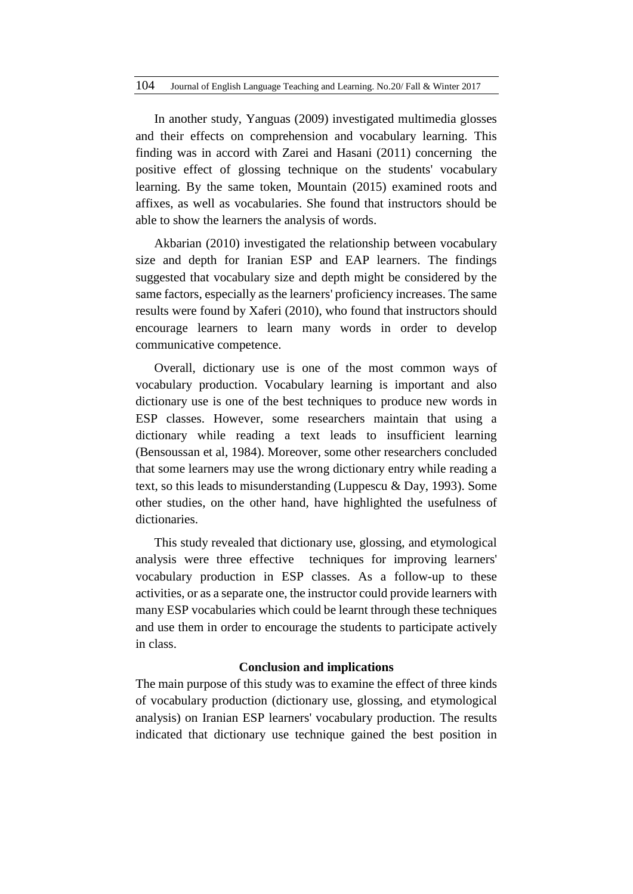In another study, Yanguas (2009) investigated multimedia glosses and their effects on comprehension and vocabulary learning. This finding was in accord with Zarei and Hasani (2011) concerning the positive effect of glossing technique on the students' vocabulary learning. By the same token, Mountain (2015) examined roots and affixes, as well as vocabularies. She found that instructors should be able to show the learners the analysis of words.

Akbarian (2010) investigated the relationship between vocabulary size and depth for Iranian ESP and EAP learners. The findings suggested that vocabulary size and depth might be considered by the same factors, especially as the learners' proficiency increases. The same results were found by Xaferi (2010), who found that instructors should encourage learners to learn many words in order to develop communicative competence.

Overall, dictionary use is one of the most common ways of vocabulary production. Vocabulary learning is important and also dictionary use is one of the best techniques to produce new words in ESP classes. However, some researchers maintain that using a dictionary while reading a text leads to insufficient learning (Bensoussan et al, 1984). Moreover, some other researchers concluded that some learners may use the wrong dictionary entry while reading a text, so this leads to misunderstanding (Luppescu & Day, 1993). Some other studies, on the other hand, have highlighted the usefulness of dictionaries.

This study revealed that dictionary use, glossing, and etymological analysis were three effective techniques for improving learners' vocabulary production in ESP classes. As a follow-up to these activities, or as a separate one, the instructor could provide learners with many ESP vocabularies which could be learnt through these techniques and use them in order to encourage the students to participate actively in class.

## Conclusion and implications

The main purpose of this study was to examine the effect of three kinds of vocabulary production (dictionary use, glossing, and etymological analysis) on Iranian ESP learners' vocabulary production. The results indicated that dictionary use technique gained the best position in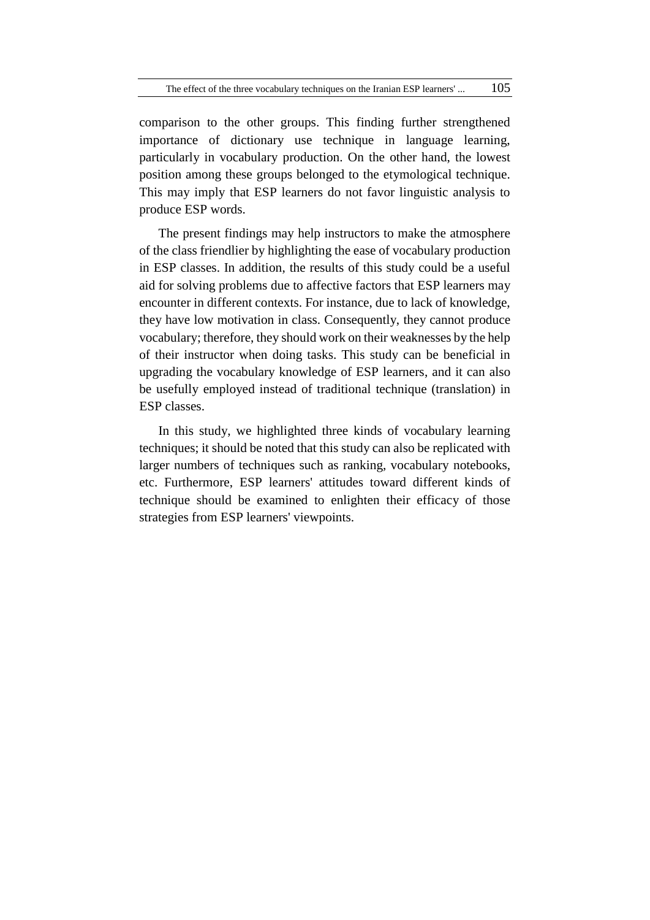comparison to the other groups. This finding further strengthened importance of dictionary use technique in language learning, particularly in vocabulary production. On the other hand, the lowest position among these groups belonged to the etymological technique. This may imply that ESP learners do not favor linguistic analysis to produce ESP words.

The present findings may help instructors to make the atmosphere of the class friendlier by highlighting the ease of vocabulary production in ESP classes. In addition, the results of this study could be a useful aid for solving problems due to affective factors that ESP learners may encounter in different contexts. For instance, due to lack of knowledge, they have low motivation in class. Consequently, they cannot produce vocabulary; therefore, they should work on their weaknesses by the help of their instructor when doing tasks. This study can be beneficial in upgrading the vocabulary knowledge of ESP learners, and it can also be usefully employed instead of traditional technique (translation) in ESP classes.

In this study, we highlighted three kinds of vocabulary learning techniques; it should be noted that this study can also be replicated with larger numbers of techniques such as ranking, vocabulary notebooks, etc. Furthermore, ESP learners' attitudes toward different kinds of technique should be examined to enlighten their efficacy of those strategies from ESP learners' viewpoints.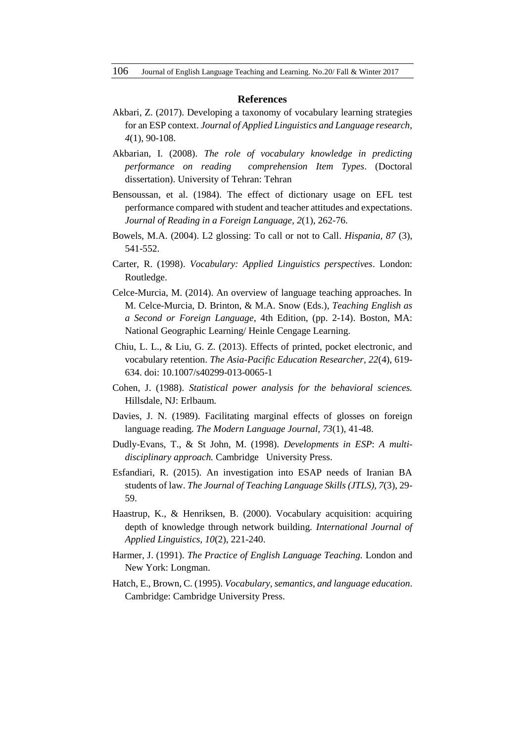## References

Akbari, Z. (2017). Developing a taxonomy of vocabulary learning strategies for an ESP context. *Journal of Applied Linguistics and Language research*, *4*(1), 90-108.

Akbarian, I. (2008). *The role of vocabulary knowledge in predicting performance on reading comprehension Item Types*. (Doctoral dissertation). University of Tehran: Tehran

Bensoussan, et al. (1984). The effect of dictionary usage on EFL test performance compared with student and teacher attitudes and expectations. *Journal of Reading in a Foreign Language, 2*(1), 262-76.

Bowels, M.A. (2004). L2 glossing: To call or not to Call. *Hispania, 87* (3), 541-552.

Carter, R. (1998). *Vocabulary: Applied Linguistics perspectives*. London: Routledge.

Celce-Murcia, M. (2014). An overview of language teaching approaches. In M. Celce-Murcia, D. Brinton, & M.A. Snow (Eds.), *Teaching English as a Second or Foreign Language,* 4th Edition, (pp. 2-14). Boston, MA: National Geographic Learning/ Heinle Cengage Learning.

Chiu, L. L., & Liu, G. Z. (2013). Effects of printed, pocket electronic, and vocabulary retention. *The Asia-Pacific Education Researcher, 22*(4), 619-634. doi: 10.1007/s40299-013-0065-1

Cohen, J. (1988). *Statistical power analysis for the behavioral sciences.* Hillsdale, NJ: Erlbaum.

Davies, J. N. (1989). Facilitating marginal effects of glosses on foreign language reading. *The Modern Language Journal, 73*(1), 41-48.

Dudly-Evans, T., & St John, M. (1998). *Developments in ESP*: *A multi-disciplinary approach.* Cambridge University Press.

Esfandiari, R. (2015). An investigation into ESAP needs of Iranian BA students of law. *The Journal of Teaching Language Skills (JTLS), 7*(3), 29-59.

Haastrup, K., & Henriksen, B. (2000). Vocabulary acquisition: acquiring depth of knowledge through network building. *International Journal of Applied Linguistics, 10*(2), 221-240.

Harmer, J. (1991). *The Practice of English Language Teaching.* London and New York: Longman.

Hatch, E., Brown, C. (1995). *Vocabulary, semantics, and language education*. Cambridge: Cambridge University Press.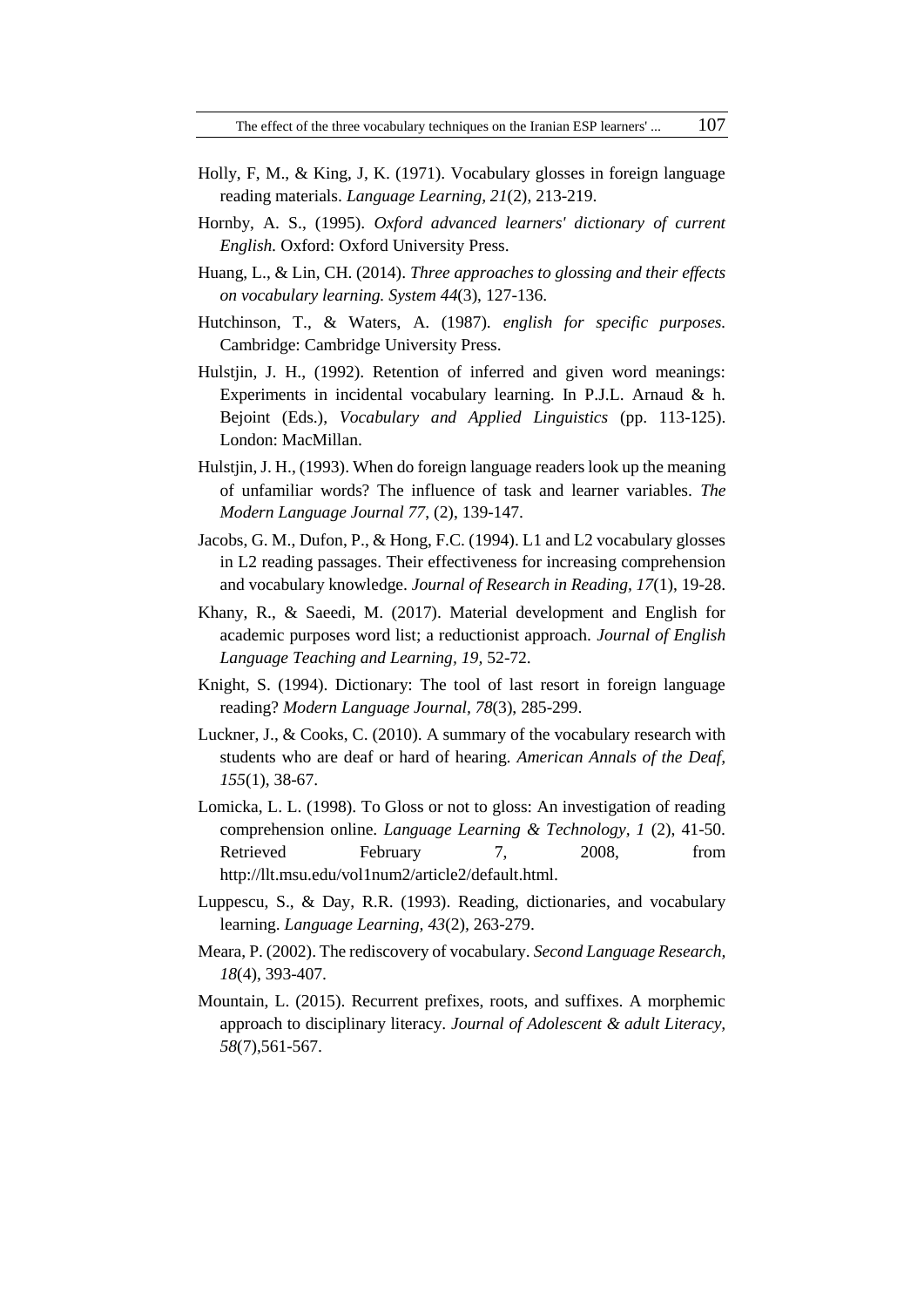Holly, F, M., & King, J, K. (1971). Vocabulary glosses in foreign language reading materials. *Language Learning, 21*(2), 213-219.

Hornby, A. S., (1995). *Oxford advanced learners' dictionary of current English.* Oxford: Oxford University Press.

Huang, L., & Lin, CH. (2014). *Three approaches to glossing and their effects on vocabulary learning. System 44*(3), 127-136.

Hutchinson, T., & Waters, A. (1987). *english for specific purposes.* Cambridge: Cambridge University Press.

Hulstjin, J. H., (1992). Retention of inferred and given word meanings: Experiments in incidental vocabulary learning. In P.J.L. Arnaud & h. Bejoint (Eds.), *Vocabulary and Applied Linguistics* (pp. 113-125). London: MacMillan.

Hulstjin, J. H., (1993). When do foreign language readers look up the meaning of unfamiliar words? The influence of task and learner variables. *The Modern Language Journal 77*, (2), 139-147.

Jacobs, G. M., Dufon, P., & Hong, F.C. (1994). L1 and L2 vocabulary glosses in L2 reading passages. Their effectiveness for increasing comprehension and vocabulary knowledge. *Journal of Research in Reading, 17*(1), 19-28.

Khany, R., & Saeedi, M. (2017). Material development and English for academic purposes word list; a reductionist approach. *Journal of English Language Teaching and Learning, 19,* 52-72.

Knight, S. (1994). Dictionary: The tool of last resort in foreign language reading? *Modern Language Journal, 78*(3), 285-299.

Luckner, J., & Cooks, C. (2010). A summary of the vocabulary research with students who are deaf or hard of hearing. *American Annals of the Deaf, 155*(1), 38-67.

Lomicka, L. L. (1998). To Gloss or not to gloss: An investigation of reading comprehension online. *Language Learning & Technology, 1* (2), 41-50. Retrieved February 7, 2008, from http://llt.msu.edu/vol1num2/article2/default.html.

Luppescu, S., & Day, R.R. (1993). Reading, dictionaries, and vocabulary learning. *Language Learning, 43*(2), 263-279.

Meara, P. (2002). The rediscovery of vocabulary. *Second Language Research, 18*(4), 393-407.

Mountain, L. (2015). Recurrent prefixes, roots, and suffixes. A morphemic approach to disciplinary literacy. *Journal of Adolescent & adult Literacy, 58*(7),561-567.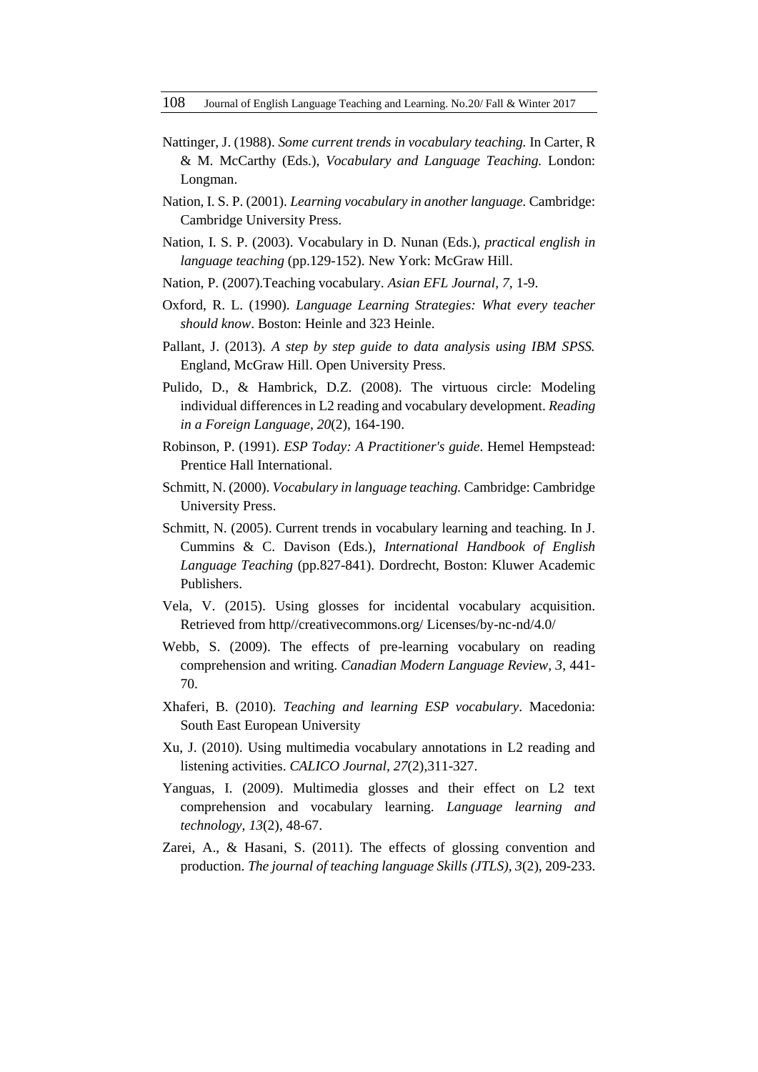Nattinger, J. (1988). *Some current trends in vocabulary teaching.* In Carter, R & M. McCarthy (Eds.), *Vocabulary and Language Teaching.* London: Longman.

Nation, I. S. P. (2001). *Learning vocabulary in another language.* Cambridge: Cambridge University Press.

Nation, I. S. P. (2003). Vocabulary in D. Nunan (Eds.), *practical english in language teaching* (pp.129-152). New York: McGraw Hill.

Nation, P. (2007).Teaching vocabulary. *Asian EFL Journal, 7*, 1-9.

Oxford, R. L. (1990). *Language Learning Strategies: What every teacher should know*. Boston: Heinle and 323 Heinle.

Pallant, J. (2013). *A step by step guide to data analysis using IBM SPSS.* England, McGraw Hill. Open University Press.

Pulido, D., & Hambrick, D.Z. (2008). The virtuous circle: Modeling individual differences in L2 reading and vocabulary development. *Reading in a Foreign Language, 20*(2), 164-190.

Robinson, P. (1991). *ESP Today: A Practitioner's guide*. Hemel Hempstead: Prentice Hall International.

Schmitt, N. (2000). *Vocabulary in language teaching.* Cambridge: Cambridge University Press.

Schmitt, N. (2005). Current trends in vocabulary learning and teaching. In J. Cummins & C. Davison (Eds.), *International Handbook of English Language Teaching* (pp.827-841). Dordrecht, Boston: Kluwer Academic Publishers.

Vela, V. (2015). Using glosses for incidental vocabulary acquisition. Retrieved from http//creativecommons.org/ Licenses/by-nc-nd/4.0/

Webb, S. (2009). The effects of pre-learning vocabulary on reading comprehension and writing. *Canadian Modern Language Review, 3*, 441-70.

Xhaferi, B. (2010). *Teaching and learning ESP vocabulary*. Macedonia: South East European University

Xu, J. (2010). Using multimedia vocabulary annotations in L2 reading and listening activities. *CALICO Journal, 27*(2),311-327.

Yanguas, I. (2009). Multimedia glosses and their effect on L2 text comprehension and vocabulary learning. *Language learning and technology, 13*(2), 48-67.

Zarei, A., & Hasani, S. (2011). The effects of glossing convention and production. *The journal of teaching language Skills (JTLS), 3*(2), 209-233.